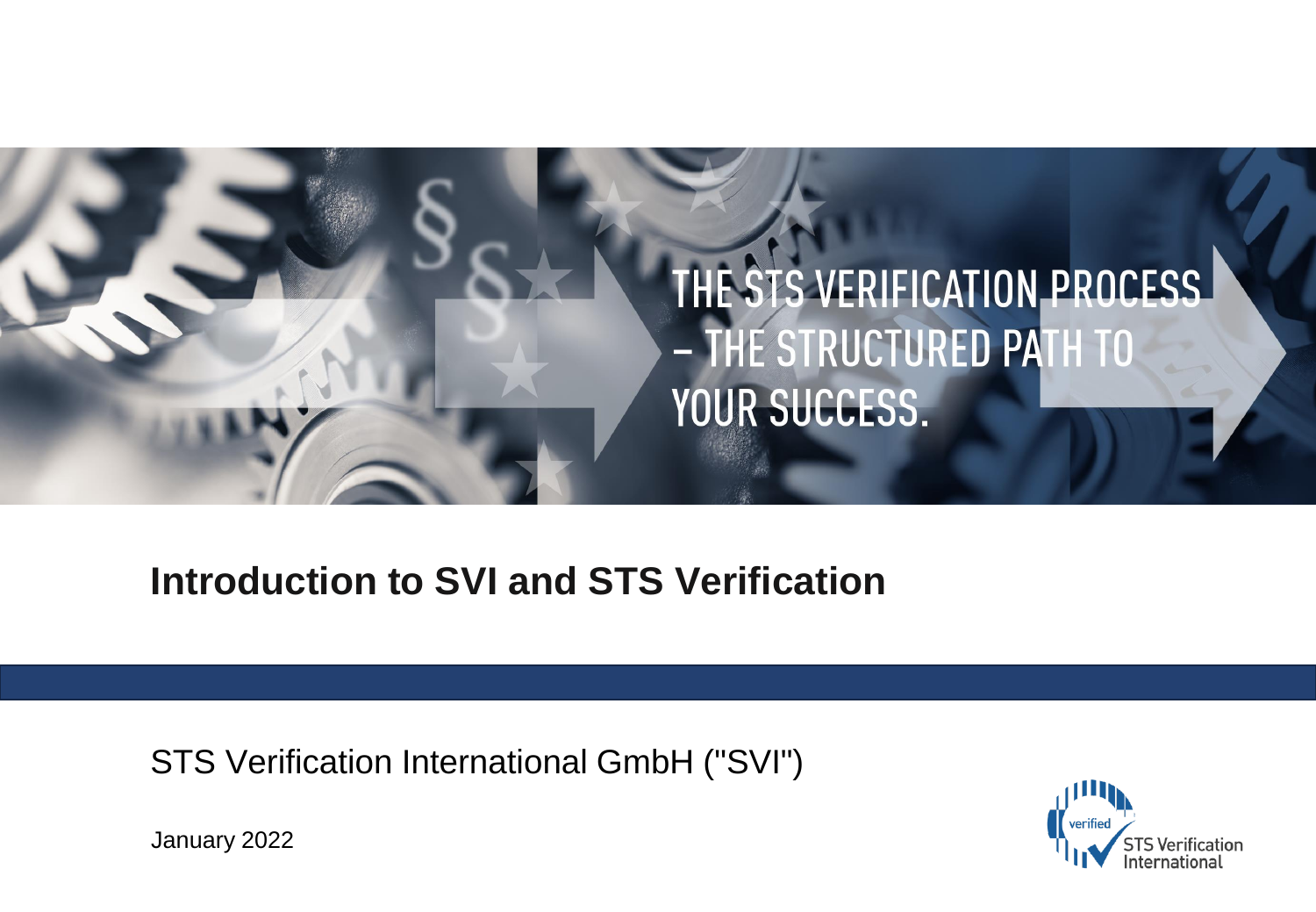THE STS VERIFICATION PROCESS – THE STRUCTURED PATH TO YOUR SUCCESS.

# Introduction to SVI and STS Verification

STS Verification International GmbH ("SVI")

January 2022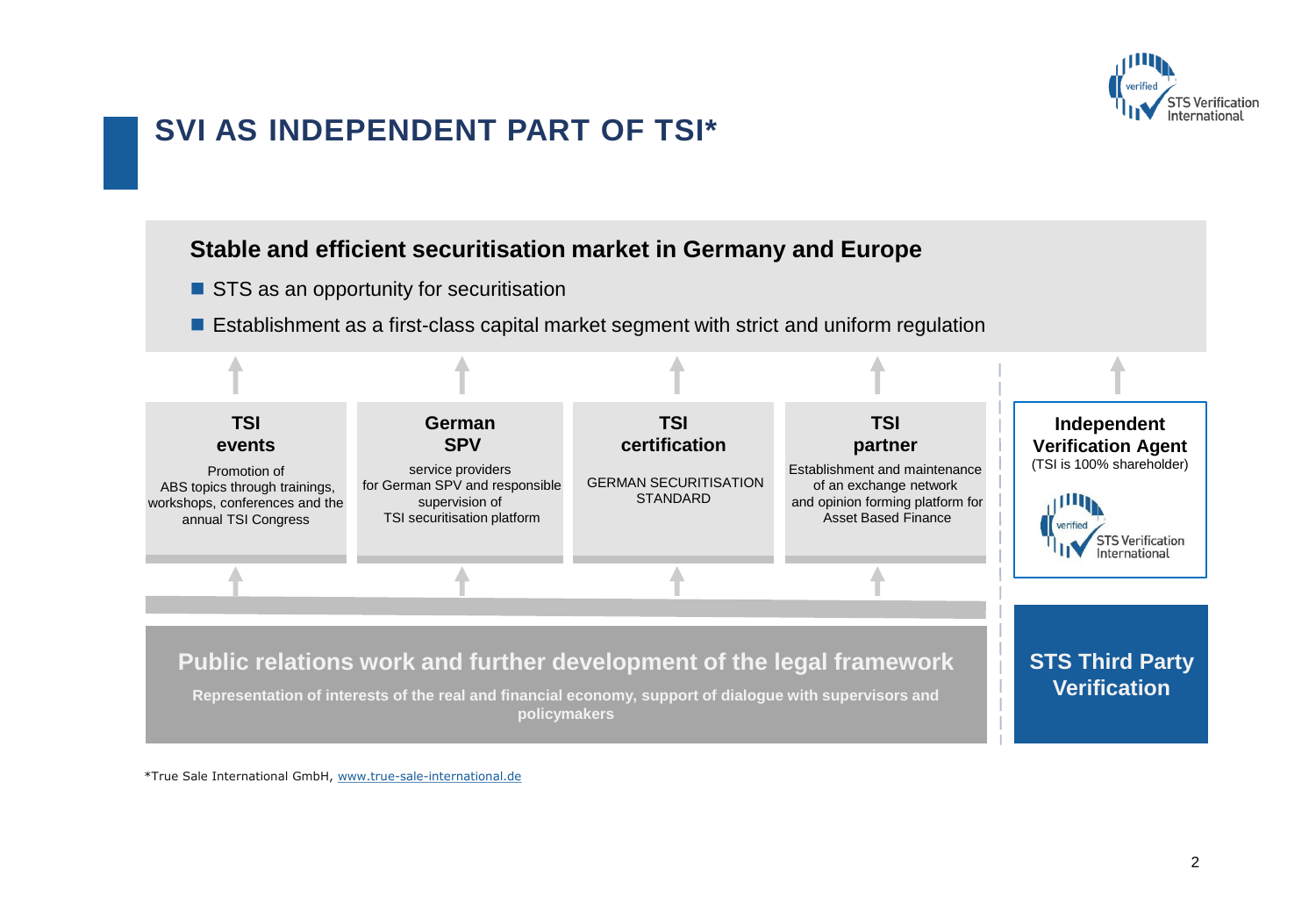# SVI AS INDEPENDENT PART OF TSI*

### Stable and efficient securitisation market in Germany and Europe

- STS as an opportunity for securitisation
- Establishment as a first-class capital market segment with strict and uniform regulation

**TSI events**
Promotion of ABS topics through trainings, workshops, conferences and the annual TSI Congress

**German SPV**
service providers for German SPV and responsible supervision of TSI securitisation platform

**TSI certification**
GERMAN SECURITISATION STANDARD

**TSI partner**
Establishment and maintenance of an exchange network and opinion forming platform for Asset Based Finance

**Independent Verification Agent**
(TSI is 100% shareholder)

STS Verification International

**Public relations work and further development of the legal framework**

**Representation of interests of the real and financial economy, support of dialogue with supervisors and policymakers**

**STS Third Party Verification**

*True Sale International GmbH, www.true-sale-international.de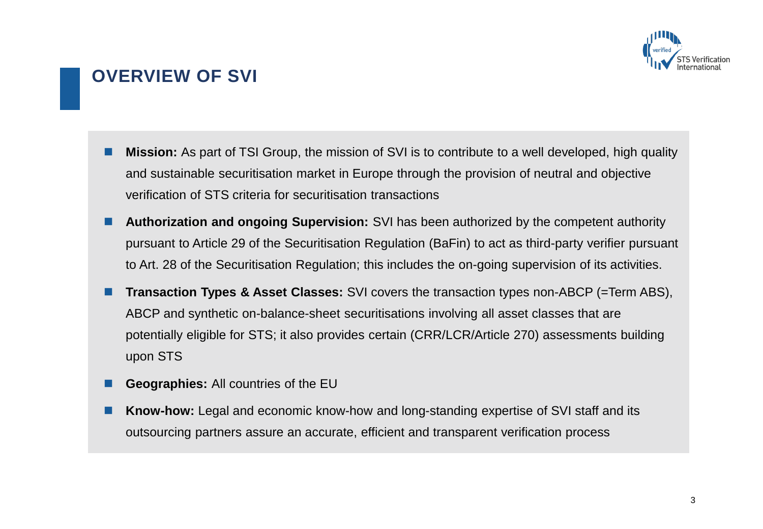# OVERVIEW OF SVI

- **Mission:** As part of TSI Group, the mission of SVI is to contribute to a well developed, high quality and sustainable securitisation market in Europe through the provision of neutral and objective verification of STS criteria for securitisation transactions
- **Authorization and ongoing Supervision:** SVI has been authorized by the competent authority pursuant to Article 29 of the Securitisation Regulation (BaFin) to act as third-party verifier pursuant to Art. 28 of the Securitisation Regulation; this includes the on-going supervision of its activities.
- **Transaction Types & Asset Classes:** SVI covers the transaction types non-ABCP (=Term ABS), ABCP and synthetic on-balance-sheet securitisations involving all asset classes that are potentially eligible for STS; it also provides certain (CRR/LCR/Article 270) assessments building upon STS
- **Geographies:** All countries of the EU
- **Know-how:** Legal and economic know-how and long-standing expertise of SVI staff and its outsourcing partners assure an accurate, efficient and transparent verification process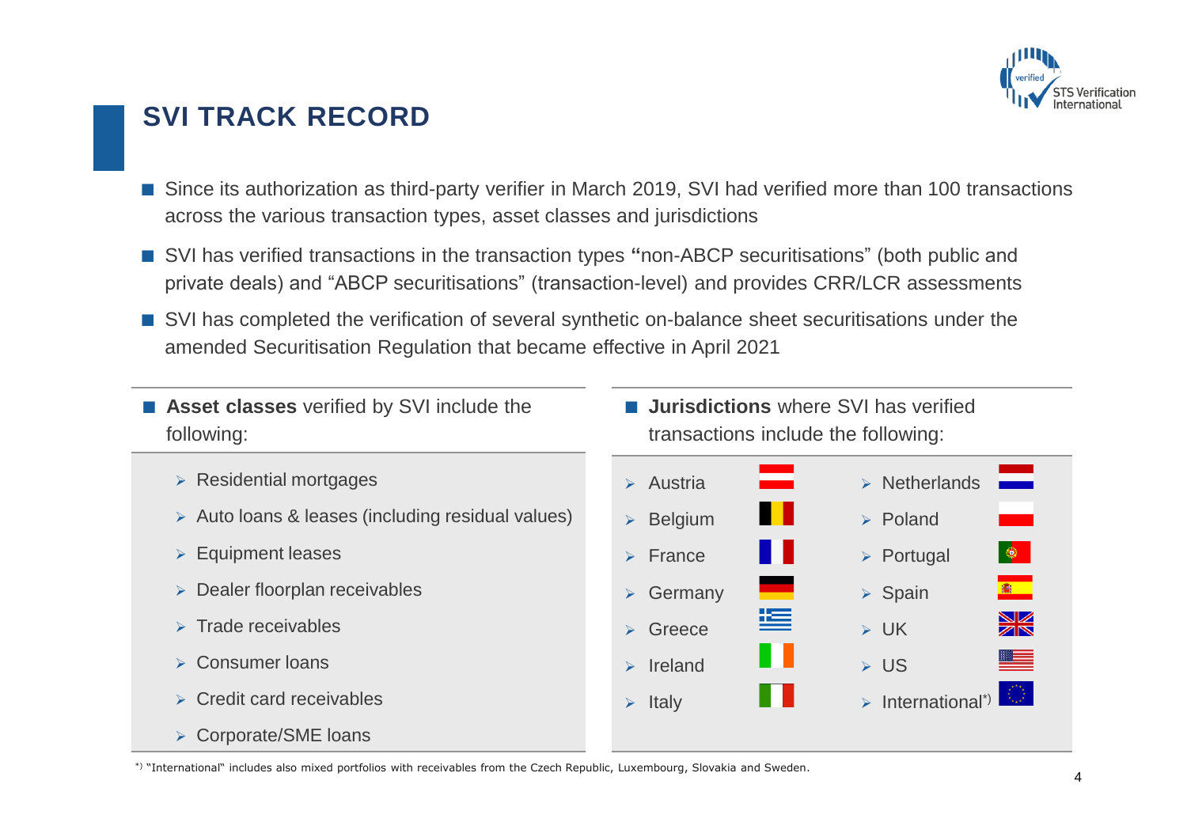# SVI TRACK RECORD

- Since its authorization as third-party verifier in March 2019, SVI had verified more than 100 transactions across the various transaction types, asset classes and jurisdictions
- SVI has verified transactions in the transaction types "non-ABCP securitisations" (both public and private deals) and "ABCP securitisations" (transaction-level) and provides CRR/LCR assessments
- SVI has completed the verification of several synthetic on-balance sheet securitisations under the amended Securitisation Regulation that became effective in April 2021

**Asset classes** verified by SVI include the following:

- Residential mortgages
- Auto loans & leases (including residual values)
- Equipment leases
- Dealer floorplan receivables
- Trade receivables
- Consumer loans
- Credit card receivables
- Corporate/SME loans

**Jurisdictions** where SVI has verified transactions include the following:

- Austria
- Belgium
- France
- Germany
- Greece
- Ireland
- Italy
- Netherlands
- Poland
- Portugal
- Spain
- UK
- US
- International*)

*) "International" includes also mixed portfolios with receivables from the Czech Republic, Luxembourg, Slovakia and Sweden.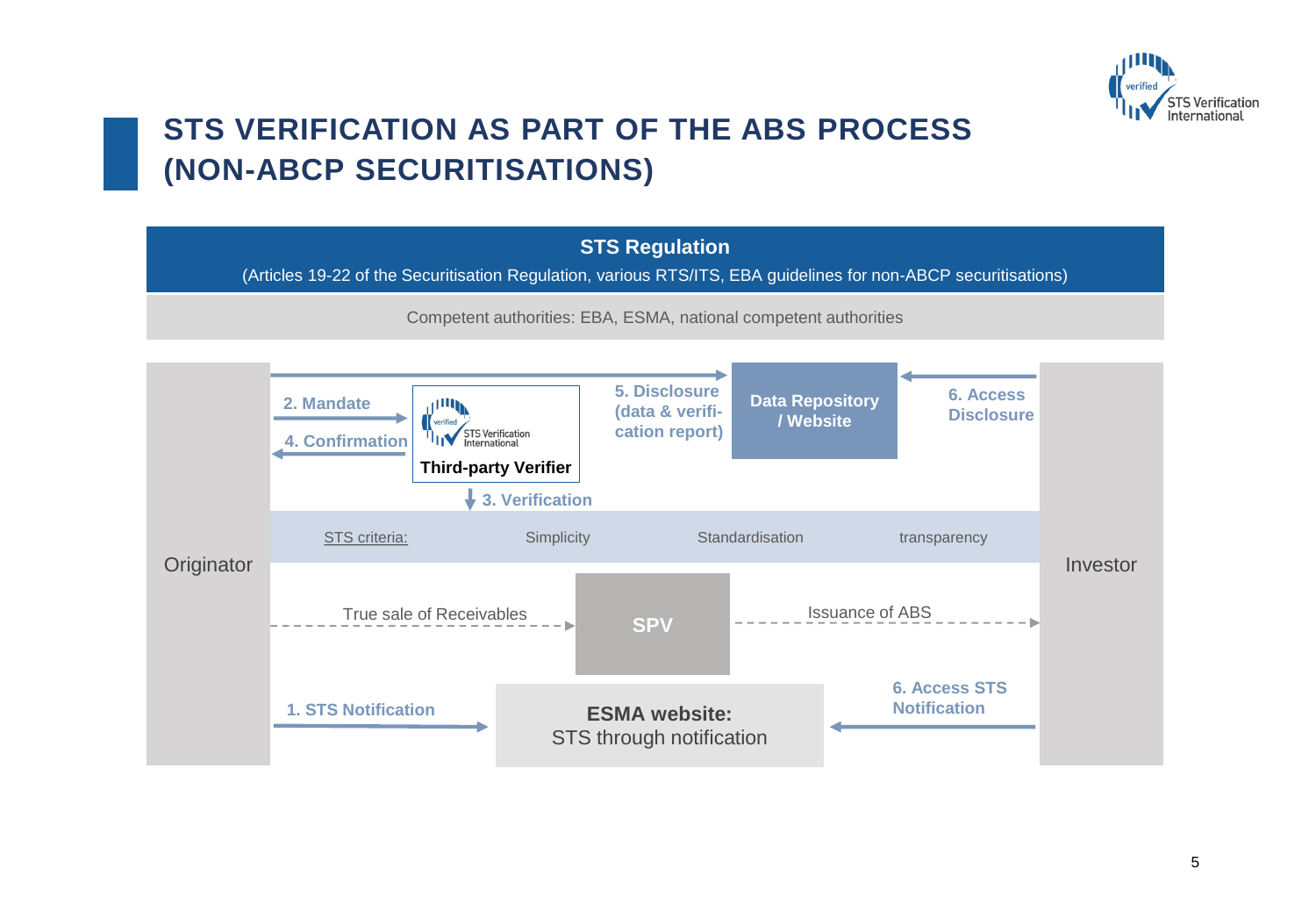# STS VERIFICATION AS PART OF THE ABS PROCESS (NON-ABCP SECURITISATIONS)

**STS Regulation**

(Articles 19-22 of the Securitisation Regulation, various RTS/ITS, EBA guidelines for non-ABCP securitisations)

Competent authorities: EBA, ESMA, national competent authorities

Originator

**2. Mandate**

**4. Confirmation**

**Third-party Verifier**

**3. Verification**

**5. Disclosure (data & verification report)**

**Data Repository / Website**

**6. Access Disclosure**

Investor

STS criteria: Simplicity | Standardisation | transparency

True sale of Receivables → **SPV** → Issuance of ABS

**1. STS Notification**

**ESMA website:** STS through notification

**6. Access STS Notification**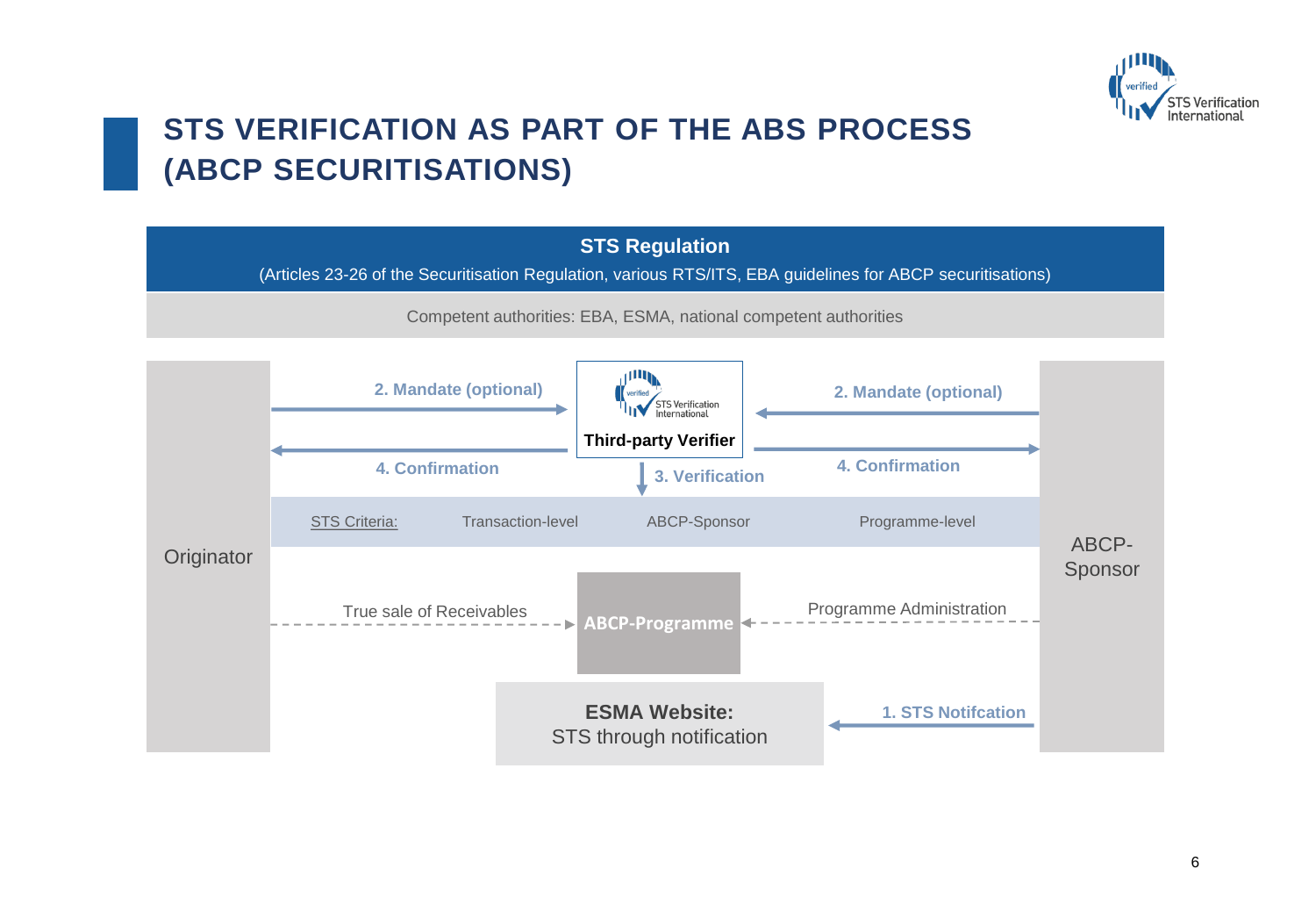# STS VERIFICATION AS PART OF THE ABS PROCESS (ABCP SECURITISATIONS)

**STS Regulation**

(Articles 23-26 of the Securitisation Regulation, various RTS/ITS, EBA guidelines for ABCP securitisations)

Competent authorities: EBA, ESMA, national competent authorities

Originator

2. Mandate (optional)

4. Confirmation

Third-party Verifier

3. Verification

2. Mandate (optional)

4. Confirmation

ABCP-Sponsor

STS Criteria: Transaction-level ABCP-Sponsor Programme-level

True sale of Receivables

ABCP-Programme

Programme Administration

**ESMA Website:**
STS through notification

1. STS Notifcation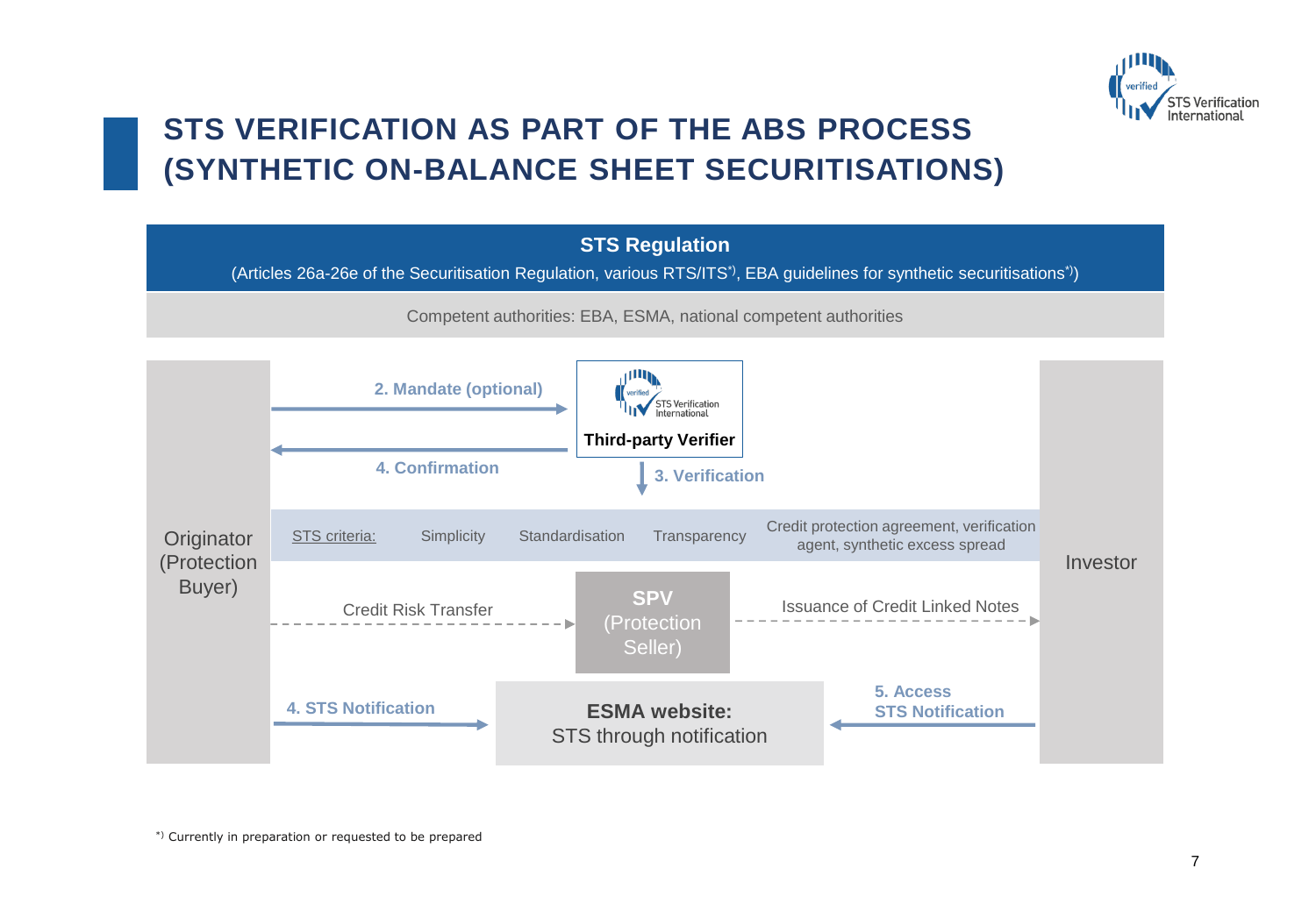# STS VERIFICATION AS PART OF THE ABS PROCESS (SYNTHETIC ON-BALANCE SHEET SECURITISATIONS)

**STS Regulation**

(Articles 26a-26e of the Securitisation Regulation, various RTS/ITS*), EBA guidelines for synthetic securitisations*))

Competent authorities: EBA, ESMA, national competent authorities

Originator (Protection Buyer)

**2. Mandate (optional)**

**Third-party Verifier**

**4. Confirmation**

**3. Verification**

STS criteria: Simplicity | Standardisation | Transparency | Credit protection agreement, verification agent, synthetic excess spread

Credit Risk Transfer

**SPV** (Protection Seller)

Issuance of Credit Linked Notes

Investor

**4. STS Notification**

**ESMA website:** STS through notification

**5. Access STS Notification**

*) Currently in preparation or requested to be prepared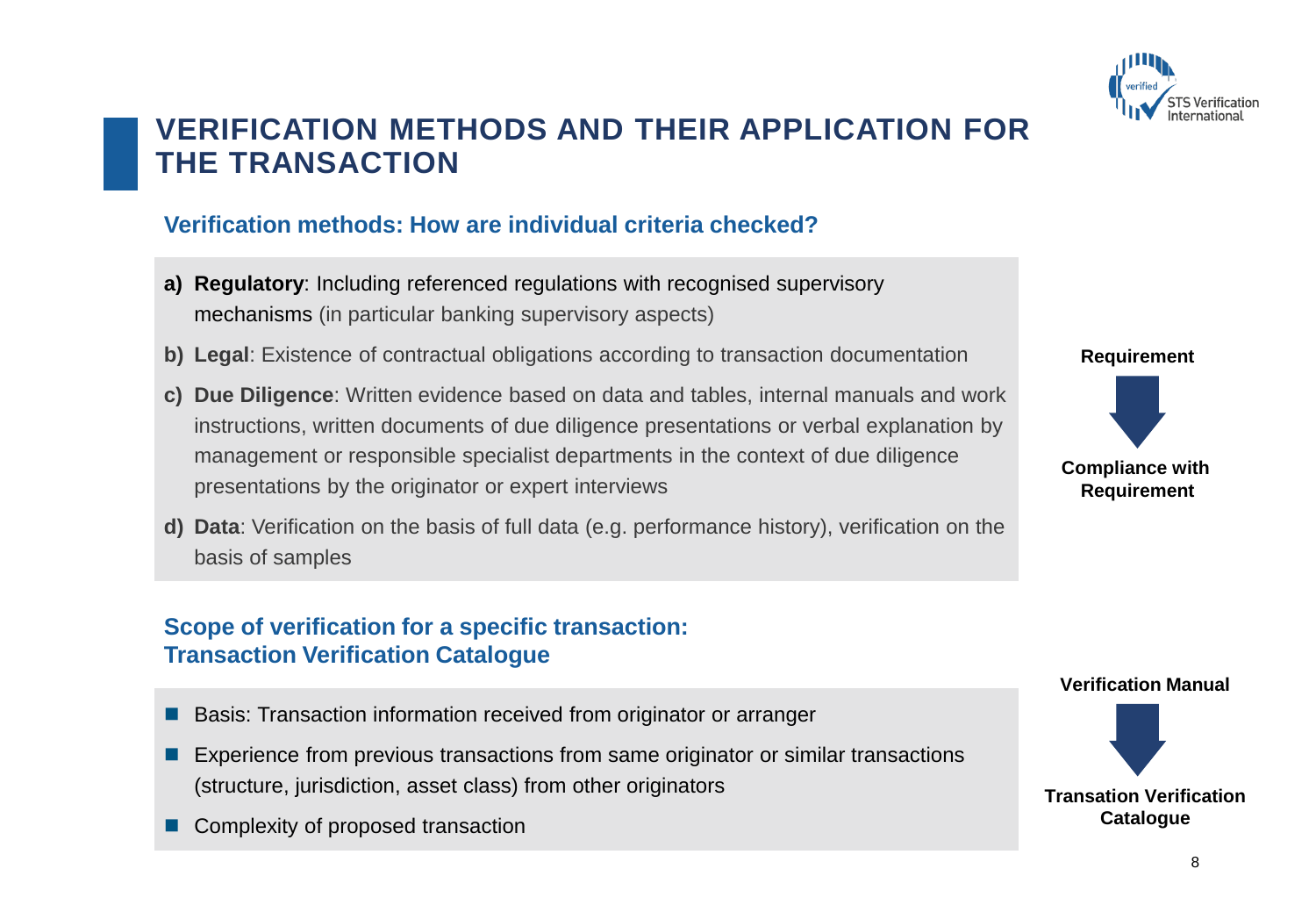# VERIFICATION METHODS AND THEIR APPLICATION FOR THE TRANSACTION

## Verification methods: How are individual criteria checked?

a) **Regulatory**: Including referenced regulations with recognised supervisory mechanisms (in particular banking supervisory aspects)

b) **Legal**: Existence of contractual obligations according to transaction documentation

c) **Due Diligence**: Written evidence based on data and tables, internal manuals and work instructions, written documents of due diligence presentations or verbal explanation by management or responsible specialist departments in the context of due diligence presentations by the originator or expert interviews

d) **Data**: Verification on the basis of full data (e.g. performance history), verification on the basis of samples

**Requirement**

↓

**Compliance with Requirement**

## Scope of verification for a specific transaction: Transaction Verification Catalogue

- Basis: Transaction information received from originator or arranger
- Experience from previous transactions from same originator or similar transactions (structure, jurisdiction, asset class) from other originators
- Complexity of proposed transaction

**Verification Manual**

↓

**Transation Verification Catalogue**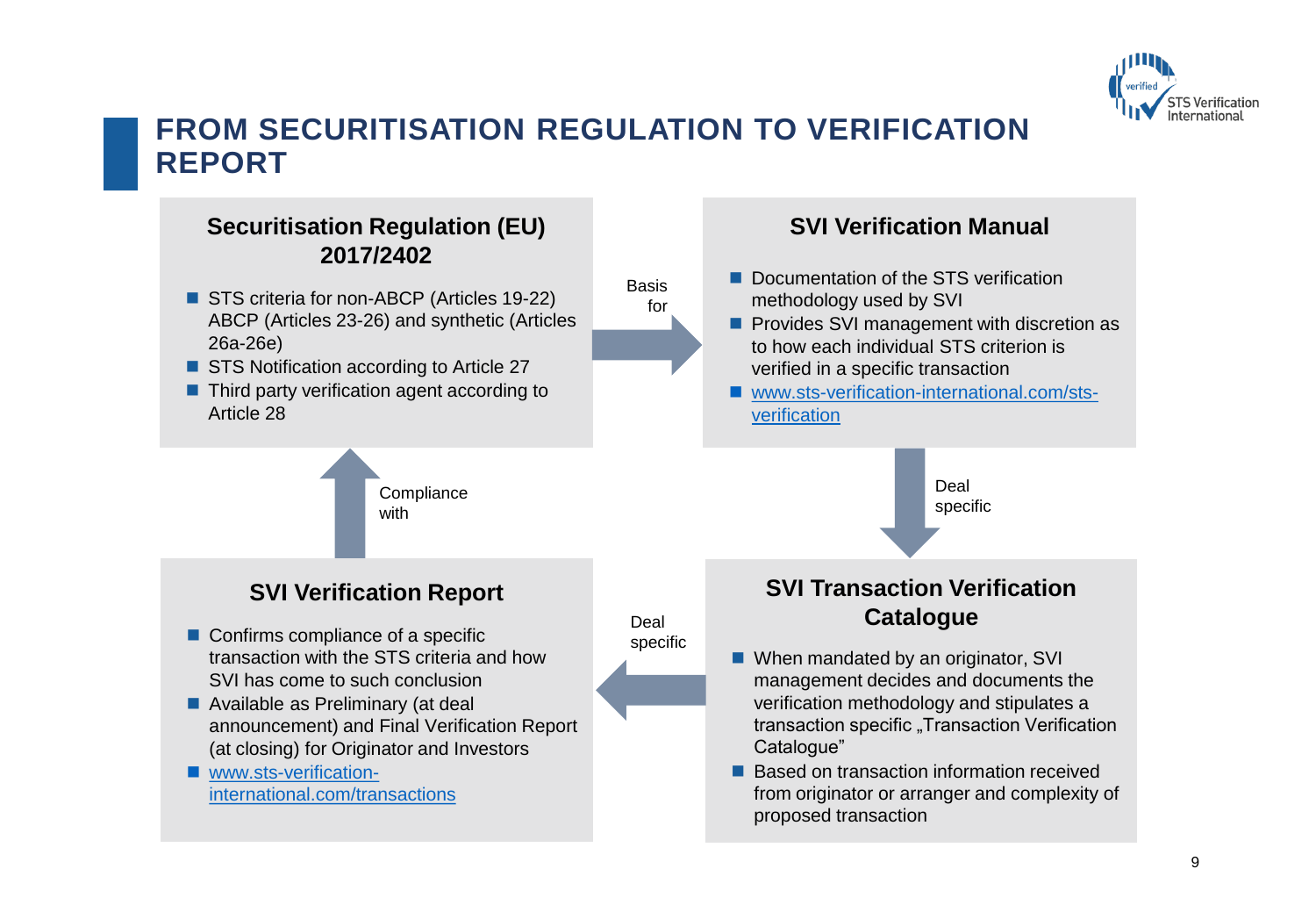# FROM SECURITISATION REGULATION TO VERIFICATION REPORT

## Securitisation Regulation (EU) 2017/2402

- STS criteria for non-ABCP (Articles 19-22) ABCP (Articles 23-26) and synthetic (Articles 26a-26e)
- STS Notification according to Article 27
- Third party verification agent according to Article 28

Basis for

## SVI Verification Manual

- Documentation of the STS verification methodology used by SVI
- Provides SVI management with discretion as to how each individual STS criterion is verified in a specific transaction
- [www.sts-verification-international.com/sts-verification](www.sts-verification-international.com/sts-verification)

Deal specific

## SVI Transaction Verification Catalogue

- When mandated by an originator, SVI management decides and documents the verification methodology and stipulates a transaction specific „Transaction Verification Catalogue"
- Based on transaction information received from originator or arranger and complexity of proposed transaction

Deal specific

## SVI Verification Report

- Confirms compliance of a specific transaction with the STS criteria and how SVI has come to such conclusion
- Available as Preliminary (at deal announcement) and Final Verification Report (at closing) for Originator and Investors
- [www.sts-verification-international.com/transactions](www.sts-verification-international.com/transactions)

Compliance with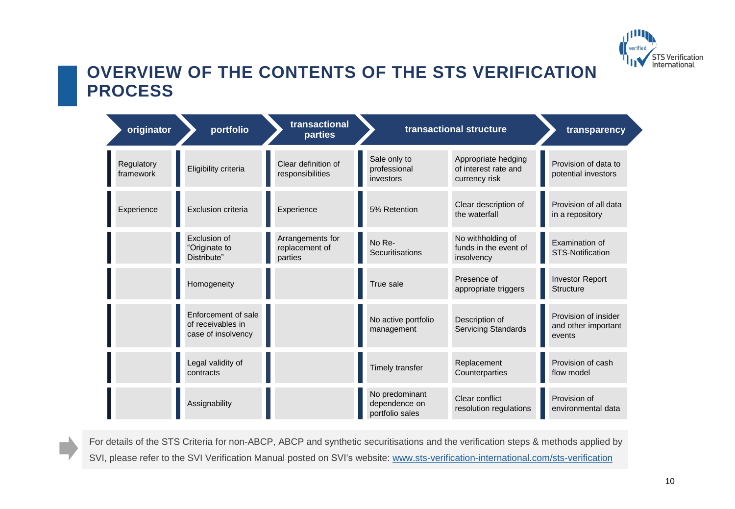# OVERVIEW OF THE CONTENTS OF THE STS VERIFICATION PROCESS

| originator | portfolio | transactional parties | transactional structure | | transparency |
|---|---|---|---|---|---|
| Regulatory framework | Eligibility criteria | Clear definition of responsibilities | Sale only to professional investors | Appropriate hedging of interest rate and currency risk | Provision of data to potential investors |
| Experience | Exclusion criteria | Experience | 5% Retention | Clear description of the waterfall | Provision of all data in a repository |
| | Exclusion of "Originate to Distribute" | Arrangements for replacement of parties | No Re-Securitisations | No withholding of funds in the event of insolvency | Examination of STS-Notification |
| | Homogeneity | | True sale | Presence of appropriate triggers | Investor Report Structure |
| | Enforcement of sale of receivables in case of insolvency | | No active portfolio management | Description of Servicing Standards | Provision of insider and other important events |
| | Legal validity of contracts | | Timely transfer | Replacement Counterparties | Provision of cash flow model |
| | Assignability | | No predominant dependence on portfolio sales | Clear conflict resolution regulations | Provision of environmental data |

For details of the STS Criteria for non-ABCP, ABCP and synthetic securitisations and the verification steps & methods applied by SVI, please refer to the SVI Verification Manual posted on SVI's website: www.sts-verification-international.com/sts-verification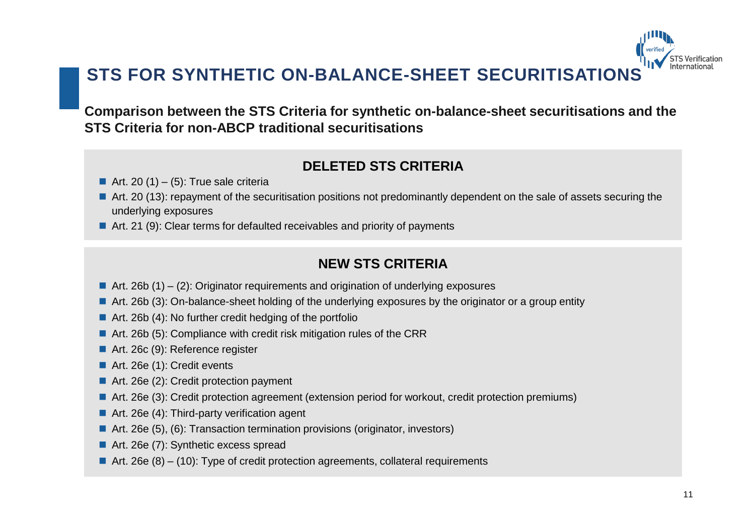# STS FOR SYNTHETIC ON-BALANCE-SHEET SECURITISATIONS

**Comparison between the STS Criteria for synthetic on-balance-sheet securitisations and the STS Criteria for non-ABCP traditional securitisations**

## DELETED STS CRITERIA

- Art. 20 (1) – (5): True sale criteria
- Art. 20 (13): repayment of the securitisation positions not predominantly dependent on the sale of assets securing the underlying exposures
- Art. 21 (9): Clear terms for defaulted receivables and priority of payments

## NEW STS CRITERIA

- Art. 26b (1) – (2): Originator requirements and origination of underlying exposures
- Art. 26b (3): On-balance-sheet holding of the underlying exposures by the originator or a group entity
- Art. 26b (4): No further credit hedging of the portfolio
- Art. 26b (5): Compliance with credit risk mitigation rules of the CRR
- Art. 26c (9): Reference register
- Art. 26e (1): Credit events
- Art. 26e (2): Credit protection payment
- Art. 26e (3): Credit protection agreement (extension period for workout, credit protection premiums)
- Art. 26e (4): Third-party verification agent
- Art. 26e (5), (6): Transaction termination provisions (originator, investors)
- Art. 26e (7): Synthetic excess spread
- Art. 26e (8) – (10): Type of credit protection agreements, collateral requirements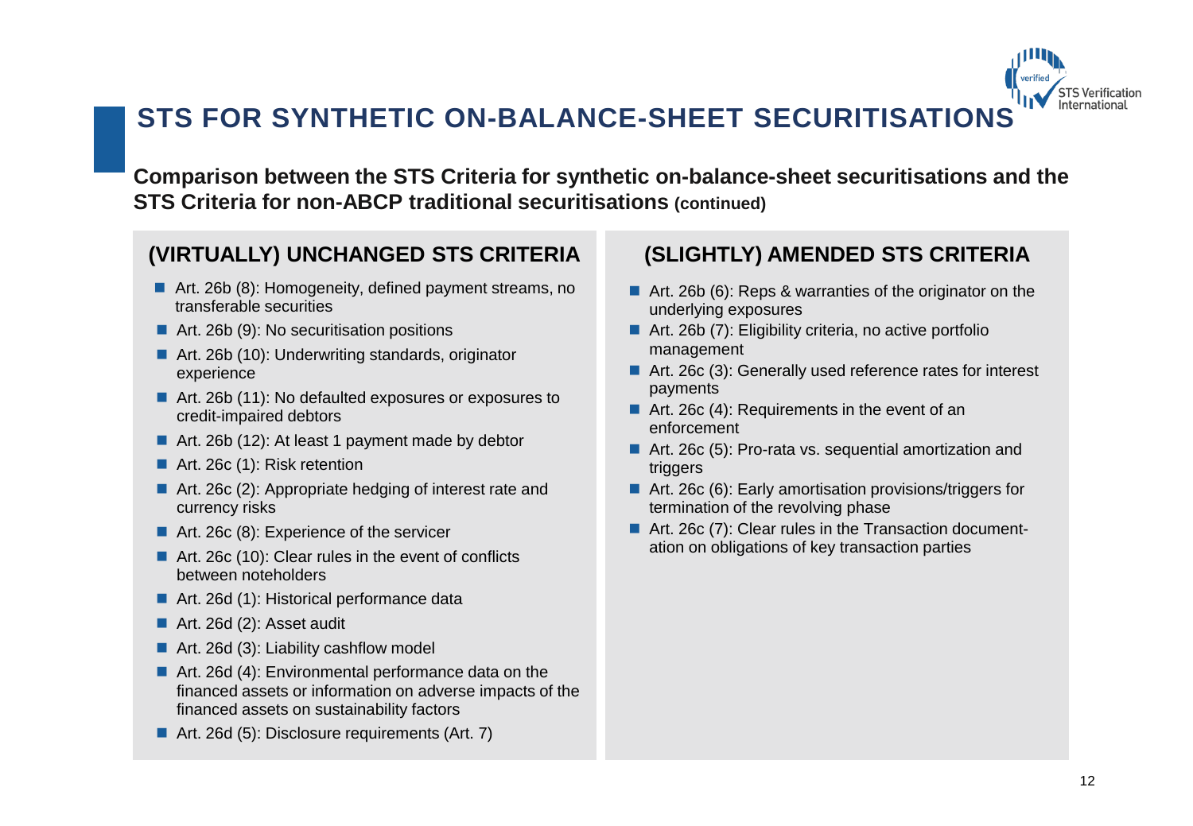# STS FOR SYNTHETIC ON-BALANCE-SHEET SECURITISATIONS

**Comparison between the STS Criteria for synthetic on-balance-sheet securitisations and the STS Criteria for non-ABCP traditional securitisations (continued)**

## (VIRTUALLY) UNCHANGED STS CRITERIA

- Art. 26b (8): Homogeneity, defined payment streams, no transferable securities
- Art. 26b (9): No securitisation positions
- Art. 26b (10): Underwriting standards, originator experience
- Art. 26b (11): No defaulted exposures or exposures to credit-impaired debtors
- Art. 26b (12): At least 1 payment made by debtor
- Art. 26c (1): Risk retention
- Art. 26c (2): Appropriate hedging of interest rate and currency risks
- Art. 26c (8): Experience of the servicer
- Art. 26c (10): Clear rules in the event of conflicts between noteholders
- Art. 26d (1): Historical performance data
- Art. 26d (2): Asset audit
- Art. 26d (3): Liability cashflow model
- Art. 26d (4): Environmental performance data on the financed assets or information on adverse impacts of the financed assets on sustainability factors
- Art. 26d (5): Disclosure requirements (Art. 7)

## (SLIGHTLY) AMENDED STS CRITERIA

- Art. 26b (6): Reps & warranties of the originator on the underlying exposures
- Art. 26b (7): Eligibility criteria, no active portfolio management
- Art. 26c (3): Generally used reference rates for interest payments
- Art. 26c (4): Requirements in the event of an enforcement
- Art. 26c (5): Pro-rata vs. sequential amortization and triggers
- Art. 26c (6): Early amortisation provisions/triggers for termination of the revolving phase
- Art. 26c (7): Clear rules in the Transaction documentation on obligations of key transaction parties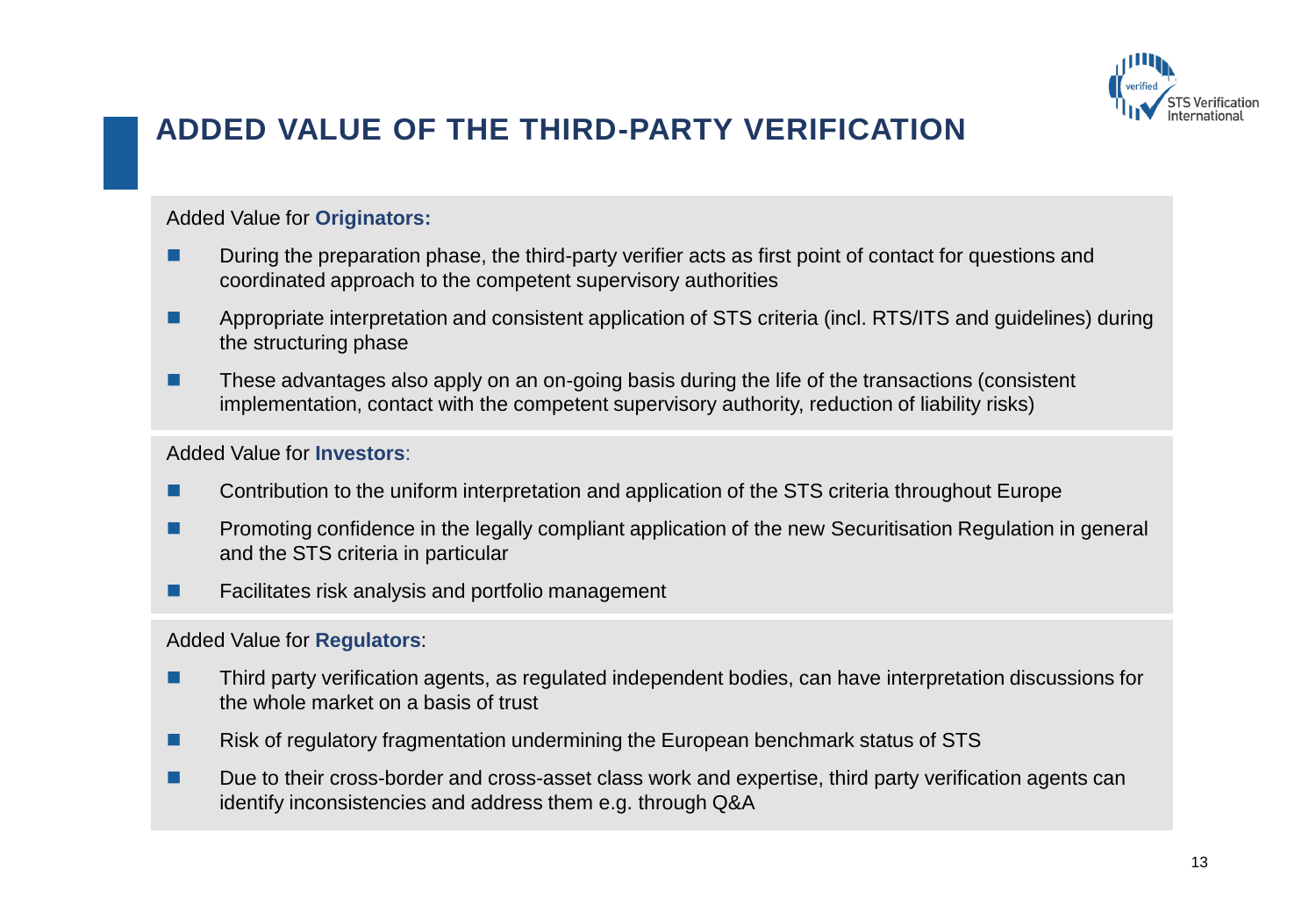# ADDED VALUE OF THE THIRD-PARTY VERIFICATION

Added Value for **Originators:**

- During the preparation phase, the third-party verifier acts as first point of contact for questions and coordinated approach to the competent supervisory authorities
- Appropriate interpretation and consistent application of STS criteria (incl. RTS/ITS and guidelines) during the structuring phase
- These advantages also apply on an on-going basis during the life of the transactions (consistent implementation, contact with the competent supervisory authority, reduction of liability risks)

Added Value for **Investors**:

- Contribution to the uniform interpretation and application of the STS criteria throughout Europe
- Promoting confidence in the legally compliant application of the new Securitisation Regulation in general and the STS criteria in particular
- Facilitates risk analysis and portfolio management

Added Value for **Regulators**:

- Third party verification agents, as regulated independent bodies, can have interpretation discussions for the whole market on a basis of trust
- Risk of regulatory fragmentation undermining the European benchmark status of STS
- Due to their cross-border and cross-asset class work and expertise, third party verification agents can identify inconsistencies and address them e.g. through Q&A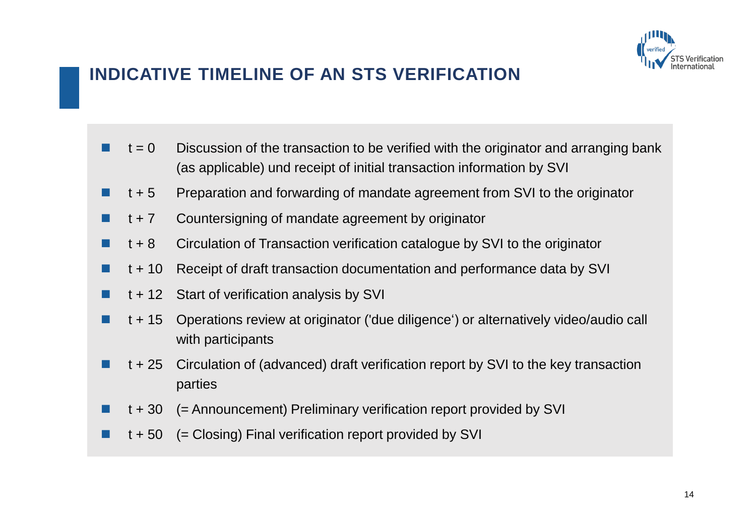# INDICATIVE TIMELINE OF AN STS VERIFICATION

- t = 0 Discussion of the transaction to be verified with the originator and arranging bank (as applicable) und receipt of initial transaction information by SVI
- t + 5 Preparation and forwarding of mandate agreement from SVI to the originator
- t + 7 Countersigning of mandate agreement by originator
- t + 8 Circulation of Transaction verification catalogue by SVI to the originator
- t + 10 Receipt of draft transaction documentation and performance data by SVI
- t + 12 Start of verification analysis by SVI
- t + 15 Operations review at originator ('due diligence‘) or alternatively video/audio call with participants
- t + 25 Circulation of (advanced) draft verification report by SVI to the key transaction parties
- t + 30 (= Announcement) Preliminary verification report provided by SVI
- t + 50 (= Closing) Final verification report provided by SVI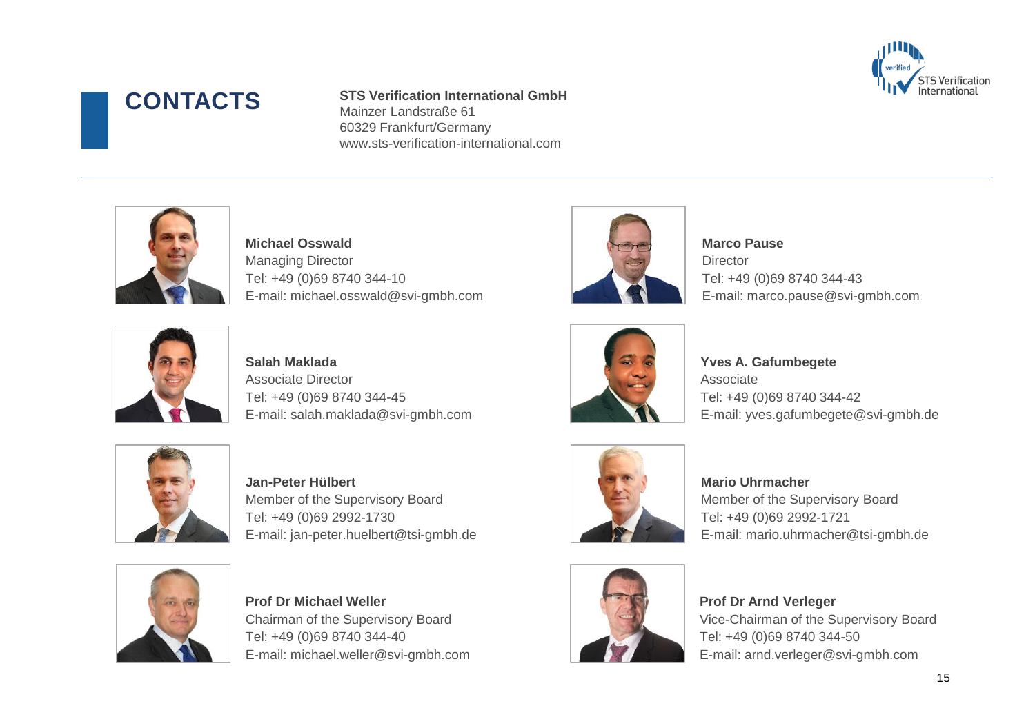# CONTACTS

**STS Verification International GmbH**
Mainzer Landstraße 61
60329 Frankfurt/Germany
www.sts-verification-international.com

**Michael Osswald**
Managing Director
Tel: +49 (0)69 8740 344-10
E-mail: michael.osswald@svi-gmbh.com

**Marco Pause**
Director
Tel: +49 (0)69 8740 344-43
E-mail: marco.pause@svi-gmbh.com

**Salah Maklada**
Associate Director
Tel: +49 (0)69 8740 344-45
E-mail: salah.maklada@svi-gmbh.com

**Yves A. Gafumbegete**
Associate
Tel: +49 (0)69 8740 344-42
E-mail: yves.gafumbegete@svi-gmbh.de

**Jan-Peter Hülbert**
Member of the Supervisory Board
Tel: +49 (0)69 2992-1730
E-mail: jan-peter.huelbert@tsi-gmbh.de

**Mario Uhrmacher**
Member of the Supervisory Board
Tel: +49 (0)69 2992-1721
E-mail: mario.uhrmacher@tsi-gmbh.de

**Prof Dr Michael Weller**
Chairman of the Supervisory Board
Tel: +49 (0)69 8740 344-40
E-mail: michael.weller@svi-gmbh.com

**Prof Dr Arnd Verleger**
Vice-Chairman of the Supervisory Board
Tel: +49 (0)69 8740 344-50
E-mail: arnd.verleger@svi-gmbh.com